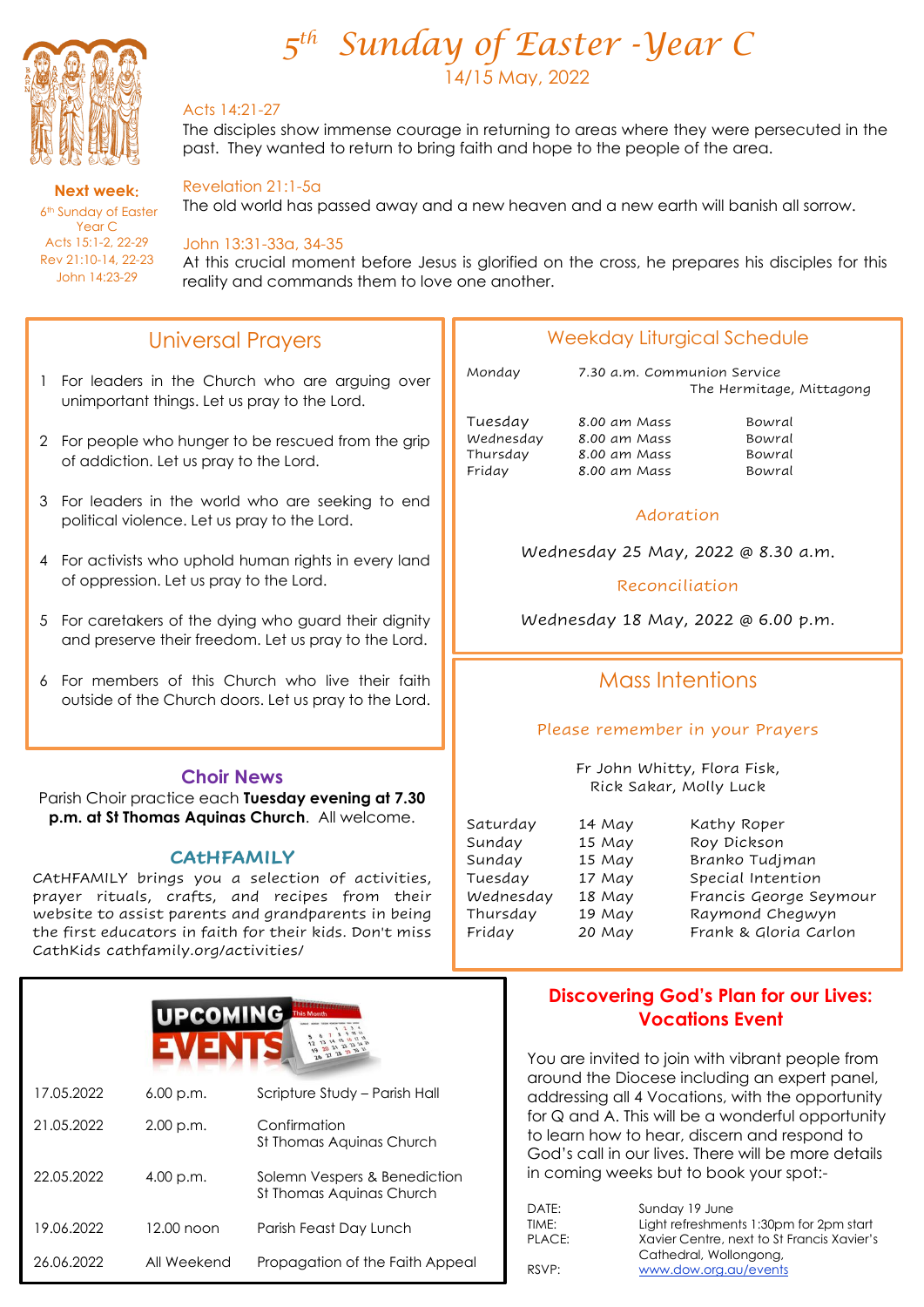# 5th Sunday of Easter -Year C

14/15 May, 2022

**Next week:**
6th Sunday of Easter
Year C
Acts 15:1-2, 22-29
Rev 21:10-14, 22-23
John 14:23-29

Acts 14:21-27
The disciples show immense courage in returning to areas where they were persecuted in the past. They wanted to return to bring faith and hope to the people of the area.

Revelation 21:1-5a
The old world has passed away and a new heaven and a new earth will banish all sorrow.

John 13:31-33a, 34-35
At this crucial moment before Jesus is glorified on the cross, he prepares his disciples for this reality and commands them to love one another.

## Universal Prayers

1. For leaders in the Church who are arguing over unimportant things. Let us pray to the Lord.
2. For people who hunger to be rescued from the grip of addiction. Let us pray to the Lord.
3. For leaders in the world who are seeking to end political violence. Let us pray to the Lord.
4. For activists who uphold human rights in every land of oppression. Let us pray to the Lord.
5. For caretakers of the dying who guard their dignity and preserve their freedom. Let us pray to the Lord.
6. For members of this Church who live their faith outside of the Church doors. Let us pray to the Lord.

## Choir News

Parish Choir practice each **Tuesday evening at 7.30 p.m. at St Thomas Aquinas Church**. All welcome.

## CAtHFAMILY

CAtHFAMILY brings you a selection of activities, prayer rituals, crafts, and recipes from their website to assist parents and grandparents in being the first educators in faith for their kids. Don't miss CathKids cathfamily.org/activities/

## Weekday Liturgical Schedule

| | | |
|---|---|---|
| Monday | 7.30 a.m. Communion Service | The Hermitage, Mittagong |
| Tuesday | 8.00 am Mass | Bowral |
| Wednesday | 8.00 am Mass | Bowral |
| Thursday | 8.00 am Mass | Bowral |
| Friday | 8.00 am Mass | Bowral |

### Adoration

Wednesday 25 May, 2022 @ 8.30 a.m.

### Reconciliation

Wednesday 18 May, 2022 @ 6.00 p.m.

## Mass Intentions

Please remember in your Prayers

Fr John Whitty, Flora Fisk,
Rick Sakar, Molly Luck

| | | |
|---|---|---|
| Saturday | 14 May | Kathy Roper |
| Sunday | 15 May | Roy Dickson |
| Sunday | 15 May | Branko Tudjman |
| Tuesday | 17 May | Special Intention |
| Wednesday | 18 May | Francis George Seymour |
| Thursday | 19 May | Raymond Chegwyn |
| Friday | 20 May | Frank & Gloria Carlon |

## UPCOMING EVENTS

| | | |
|---|---|---|
| 17.05.2022 | 6.00 p.m. | Scripture Study – Parish Hall |
| 21.05.2022 | 2.00 p.m. | Confirmation<br>St Thomas Aquinas Church |
| 22.05.2022 | 4.00 p.m. | Solemn Vespers & Benediction<br>St Thomas Aquinas Church |
| 19.06.2022 | 12.00 noon | Parish Feast Day Lunch |
| 26.06.2022 | All Weekend | Propagation of the Faith Appeal |

## Discovering God's Plan for our Lives: Vocations Event

You are invited to join with vibrant people from around the Diocese including an expert panel, addressing all 4 Vocations, with the opportunity for Q and A. This will be a wonderful opportunity to learn how to hear, discern and respond to God's call in our lives. There will be more details in coming weeks but to book your spot:-

| | |
|---|---|
| DATE: | Sunday 19 June |
| TIME: | Light refreshments 1:30pm for 2pm start |
| PLACE: | Xavier Centre, next to St Francis Xavier's Cathedral, Wollongong, |
| RSVP: | www.dow.org.au/events |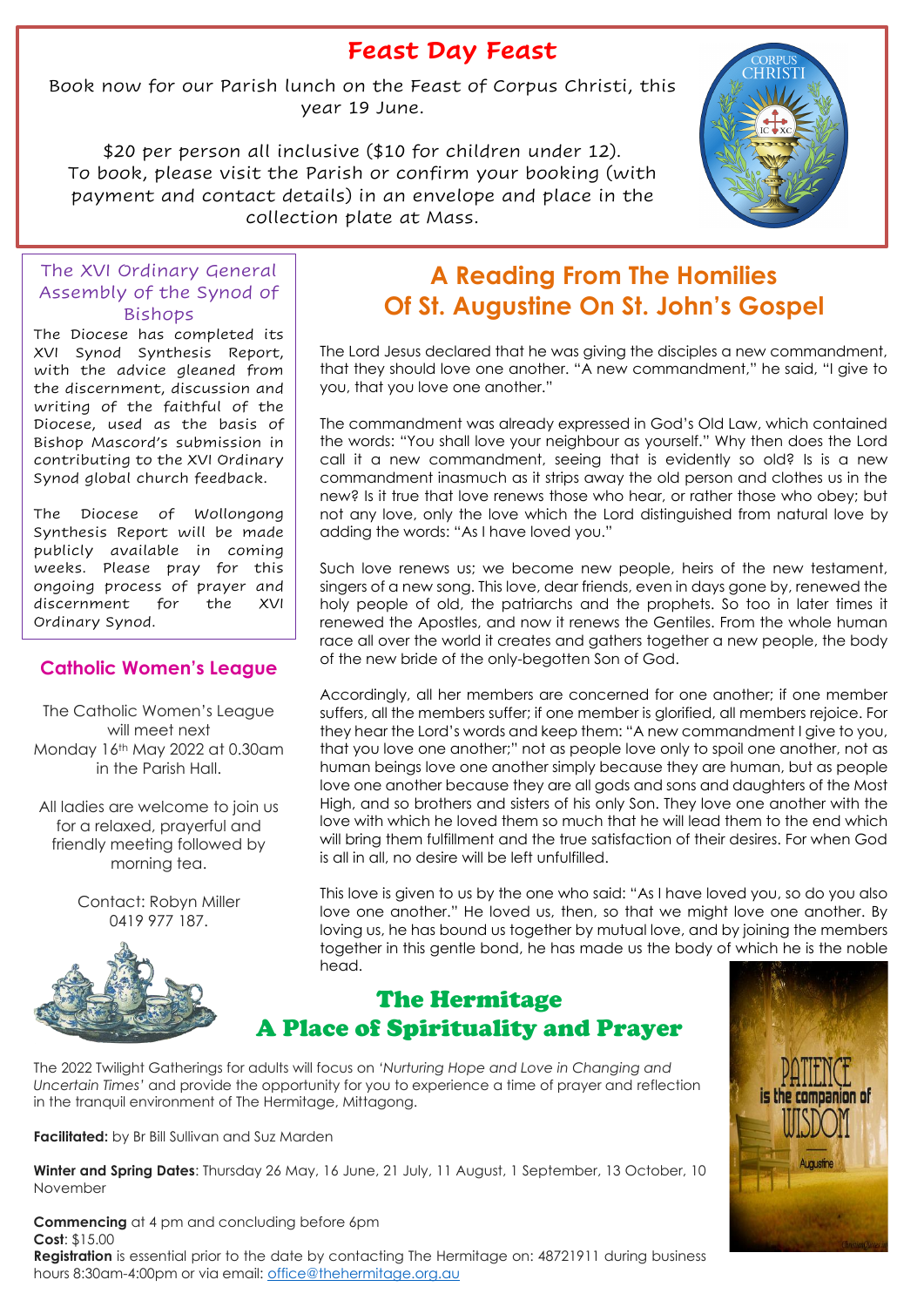# Feast Day Feast

Book now for our Parish lunch on the Feast of Corpus Christi, this year 19 June.

$20 per person all inclusive ($10 for children under 12).
To book, please visit the Parish or confirm your booking (with payment and contact details) in an envelope and place in the collection plate at Mass.

## The XVI Ordinary General Assembly of the Synod of Bishops

The Diocese has completed its XVI Synod Synthesis Report, with the advice gleaned from the discernment, discussion and writing of the faithful of the Diocese, used as the basis of Bishop Mascord's submission in contributing to the XVI Ordinary Synod global church feedback.

The Diocese of Wollongong Synthesis Report will be made publicly available in coming weeks. Please pray for this ongoing process of prayer and discernment for the XVI Ordinary Synod.

## Catholic Women's League

The Catholic Women's League will meet next Monday 16th May 2022 at 0.30am in the Parish Hall.

All ladies are welcome to join us for a relaxed, prayerful and friendly meeting followed by morning tea.

Contact: Robyn Miller 0419 977 187.

## A Reading From The Homilies Of St. Augustine On St. John's Gospel

The Lord Jesus declared that he was giving the disciples a new commandment, that they should love one another. "A new commandment," he said, "I give to you, that you love one another."

The commandment was already expressed in God's Old Law, which contained the words: "You shall love your neighbour as yourself." Why then does the Lord call it a new commandment, seeing that is evidently so old? Is is a new commandment inasmuch as it strips away the old person and clothes us in the new? Is it true that love renews those who hear, or rather those who obey; but not any love, only the love which the Lord distinguished from natural love by adding the words: "As I have loved you."

Such love renews us; we become new people, heirs of the new testament, singers of a new song. This love, dear friends, even in days gone by, renewed the holy people of old, the patriarchs and the prophets. So too in later times it renewed the Apostles, and now it renews the Gentiles. From the whole human race all over the world it creates and gathers together a new people, the body of the new bride of the only-begotten Son of God.

Accordingly, all her members are concerned for one another; if one member suffers, all the members suffer; if one member is glorified, all members rejoice. For they hear the Lord's words and keep them: "A new commandment I give to you, that you love one another;" not as people love only to spoil one another, not as human beings love one another simply because they are human, but as people love one another because they are all gods and sons and daughters of the Most High, and so brothers and sisters of his only Son. They love one another with the love with which he loved them so much that he will lead them to the end which will bring them fulfillment and the true satisfaction of their desires. For when God is all in all, no desire will be left unfulfilled.

This love is given to us by the one who said: "As I have loved you, so do you also love one another." He loved us, then, so that we might love one another. By loving us, he has bound us together by mutual love, and by joining the members together in this gentle bond, he has made us the body of which he is the noble head.

## The Hermitage
## A Place of Spirituality and Prayer

The 2022 Twilight Gatherings for adults will focus on *'Nurturing Hope and Love in Changing and Uncertain Times'* and provide the opportunity for you to experience a time of prayer and reflection in the tranquil environment of The Hermitage, Mittagong.

**Facilitated:** by Br Bill Sullivan and Suz Marden

**Winter and Spring Dates**: Thursday 26 May, 16 June, 21 July, 11 August, 1 September, 13 October, 10 November

**Commencing** at 4 pm and concluding before 6pm
**Cost**: $15.00
**Registration** is essential prior to the date by contacting The Hermitage on: 48721911 during business hours 8:30am-4:00pm or via email: office@thehermitage.org.au